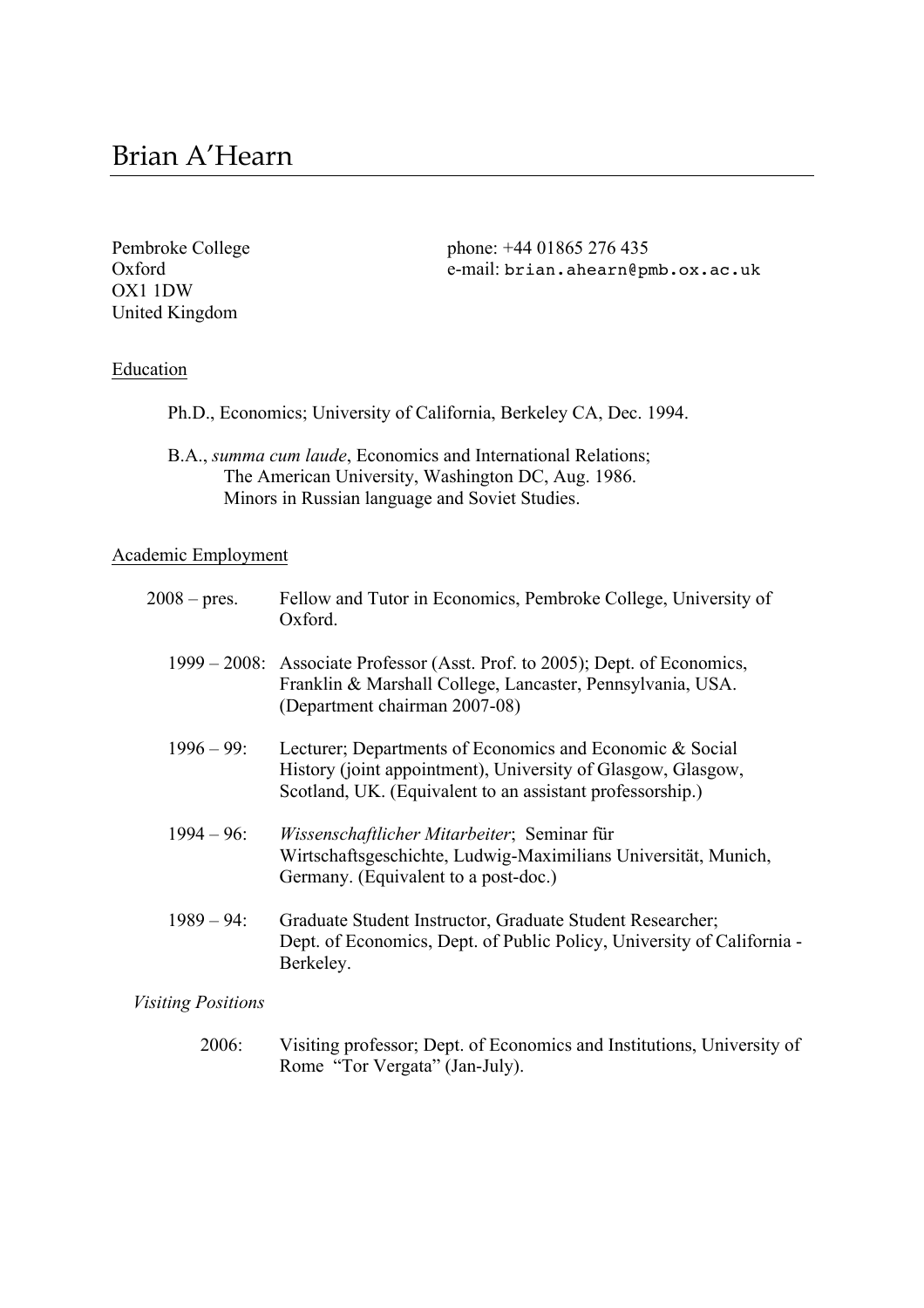# Brian A'Hearn

Pembroke College
Oxford
OX1 1DW
United Kingdom

phone: +44 01865 276 435
e-mail: `brian.ahearn@pmb.ox.ac.uk`

## Education

Ph.D., Economics; University of California, Berkeley CA, Dec. 1994.

B.A., *summa cum laude*, Economics and International Relations;
The American University, Washington DC, Aug. 1986.
Minors in Russian language and Soviet Studies.

## Academic Employment

2008 – pres. Fellow and Tutor in Economics, Pembroke College, University of Oxford.

1999 – 2008: Associate Professor (Asst. Prof. to 2005); Dept. of Economics, Franklin & Marshall College, Lancaster, Pennsylvania, USA. (Department chairman 2007-08)

1996 – 99: Lecturer; Departments of Economics and Economic & Social History (joint appointment), University of Glasgow, Glasgow, Scotland, UK. (Equivalent to an assistant professorship.)

1994 – 96: *Wissenschaftlicher Mitarbeiter*; Seminar für Wirtschaftsgeschichte, Ludwig-Maximilians Universität, Munich, Germany. (Equivalent to a post-doc.)

1989 – 94: Graduate Student Instructor, Graduate Student Researcher; Dept. of Economics, Dept. of Public Policy, University of California - Berkeley.

### *Visiting Positions*

2006: Visiting professor; Dept. of Economics and Institutions, University of Rome "Tor Vergata" (Jan-July).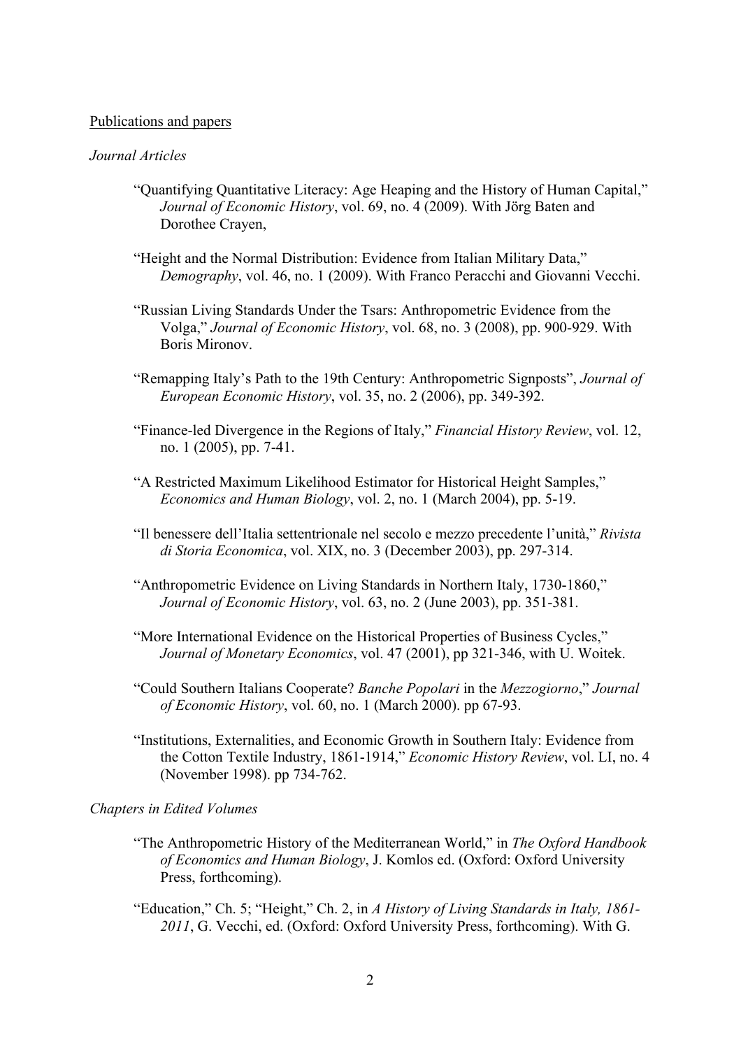Publications and papers

*Journal Articles*

“Quantifying Quantitative Literacy: Age Heaping and the History of Human Capital,” *Journal of Economic History*, vol. 69, no. 4 (2009). With Jörg Baten and Dorothee Crayen,

“Height and the Normal Distribution: Evidence from Italian Military Data,” *Demography*, vol. 46, no. 1 (2009). With Franco Peracchi and Giovanni Vecchi.

“Russian Living Standards Under the Tsars: Anthropometric Evidence from the Volga,” *Journal of Economic History*, vol. 68, no. 3 (2008), pp. 900-929. With Boris Mironov.

“Remapping Italy’s Path to the 19th Century: Anthropometric Signposts”, *Journal of European Economic History*, vol. 35, no. 2 (2006), pp. 349-392.

“Finance-led Divergence in the Regions of Italy,” *Financial History Review*, vol. 12, no. 1 (2005), pp. 7-41.

“A Restricted Maximum Likelihood Estimator for Historical Height Samples,” *Economics and Human Biology*, vol. 2, no. 1 (March 2004), pp. 5-19.

“Il benessere dell’Italia settentrionale nel secolo e mezzo precedente l’unità,” *Rivista di Storia Economica*, vol. XIX, no. 3 (December 2003), pp. 297-314.

“Anthropometric Evidence on Living Standards in Northern Italy, 1730-1860,” *Journal of Economic History*, vol. 63, no. 2 (June 2003), pp. 351-381.

“More International Evidence on the Historical Properties of Business Cycles,” *Journal of Monetary Economics*, vol. 47 (2001), pp 321-346, with U. Woitek.

“Could Southern Italians Cooperate? *Banche Popolari* in the *Mezzogiorno*,” *Journal of Economic History*, vol. 60, no. 1 (March 2000). pp 67-93.

“Institutions, Externalities, and Economic Growth in Southern Italy: Evidence from the Cotton Textile Industry, 1861-1914,” *Economic History Review*, vol. LI, no. 4 (November 1998). pp 734-762.

*Chapters in Edited Volumes*

“The Anthropometric History of the Mediterranean World,” in *The Oxford Handbook of Economics and Human Biology*, J. Komlos ed. (Oxford: Oxford University Press, forthcoming).

“Education,” Ch. 5; “Height,” Ch. 2, in *A History of Living Standards in Italy, 1861-2011*, G. Vecchi, ed. (Oxford: Oxford University Press, forthcoming). With G.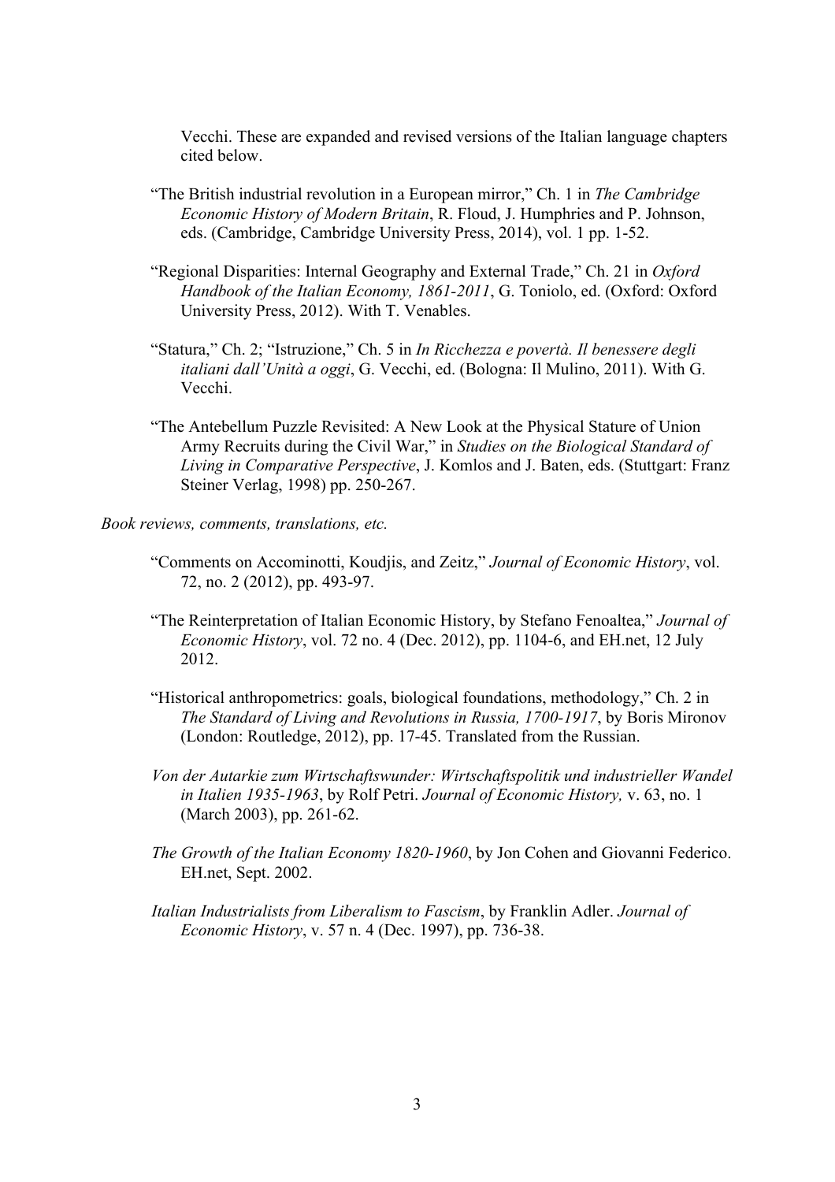Vecchi. These are expanded and revised versions of the Italian language chapters cited below.

"The British industrial revolution in a European mirror," Ch. 1 in *The Cambridge Economic History of Modern Britain*, R. Floud, J. Humphries and P. Johnson, eds. (Cambridge, Cambridge University Press, 2014), vol. 1 pp. 1-52.

"Regional Disparities: Internal Geography and External Trade," Ch. 21 in *Oxford Handbook of the Italian Economy, 1861-2011*, G. Toniolo, ed. (Oxford: Oxford University Press, 2012). With T. Venables.

"Statura," Ch. 2; "Istruzione," Ch. 5 in *In Ricchezza e povertà. Il benessere degli italiani dall'Unità a oggi*, G. Vecchi, ed. (Bologna: Il Mulino, 2011). With G. Vecchi.

"The Antebellum Puzzle Revisited: A New Look at the Physical Stature of Union Army Recruits during the Civil War," in *Studies on the Biological Standard of Living in Comparative Perspective*, J. Komlos and J. Baten, eds. (Stuttgart: Franz Steiner Verlag, 1998) pp. 250-267.

*Book reviews, comments, translations, etc.*

"Comments on Accominotti, Koudjis, and Zeitz," *Journal of Economic History*, vol. 72, no. 2 (2012), pp. 493-97.

"The Reinterpretation of Italian Economic History, by Stefano Fenoaltea," *Journal of Economic History*, vol. 72 no. 4 (Dec. 2012), pp. 1104-6, and EH.net, 12 July 2012.

"Historical anthropometrics: goals, biological foundations, methodology," Ch. 2 in *The Standard of Living and Revolutions in Russia, 1700-1917*, by Boris Mironov (London: Routledge, 2012), pp. 17-45. Translated from the Russian.

*Von der Autarkie zum Wirtschaftswunder: Wirtschaftspolitik und industrieller Wandel in Italien 1935-1963*, by Rolf Petri. *Journal of Economic History,* v. 63, no. 1 (March 2003), pp. 261-62.

*The Growth of the Italian Economy 1820-1960*, by Jon Cohen and Giovanni Federico. EH.net, Sept. 2002.

*Italian Industrialists from Liberalism to Fascism*, by Franklin Adler. *Journal of Economic History*, v. 57 n. 4 (Dec. 1997), pp. 736-38.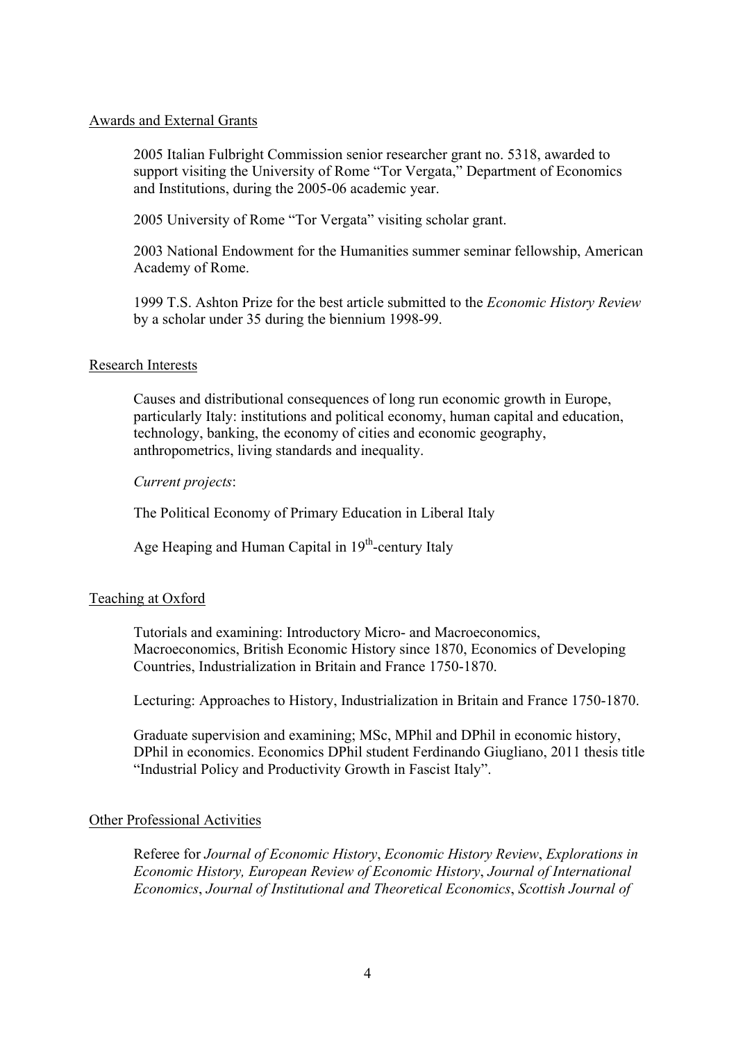## Awards and External Grants

2005 Italian Fulbright Commission senior researcher grant no. 5318, awarded to support visiting the University of Rome "Tor Vergata," Department of Economics and Institutions, during the 2005-06 academic year.

2005 University of Rome "Tor Vergata" visiting scholar grant.

2003 National Endowment for the Humanities summer seminar fellowship, American Academy of Rome.

1999 T.S. Ashton Prize for the best article submitted to the *Economic History Review* by a scholar under 35 during the biennium 1998-99.

## Research Interests

Causes and distributional consequences of long run economic growth in Europe, particularly Italy: institutions and political economy, human capital and education, technology, banking, the economy of cities and economic geography, anthropometrics, living standards and inequality.

*Current projects*:

The Political Economy of Primary Education in Liberal Italy

Age Heaping and Human Capital in 19th-century Italy

## Teaching at Oxford

Tutorials and examining: Introductory Micro- and Macroeconomics, Macroeconomics, British Economic History since 1870, Economics of Developing Countries, Industrialization in Britain and France 1750-1870.

Lecturing: Approaches to History, Industrialization in Britain and France 1750-1870.

Graduate supervision and examining; MSc, MPhil and DPhil in economic history, DPhil in economics. Economics DPhil student Ferdinando Giugliano, 2011 thesis title "Industrial Policy and Productivity Growth in Fascist Italy".

## Other Professional Activities

Referee for *Journal of Economic History*, *Economic History Review*, *Explorations in Economic History, European Review of Economic History*, *Journal of International Economics*, *Journal of Institutional and Theoretical Economics*, *Scottish Journal of*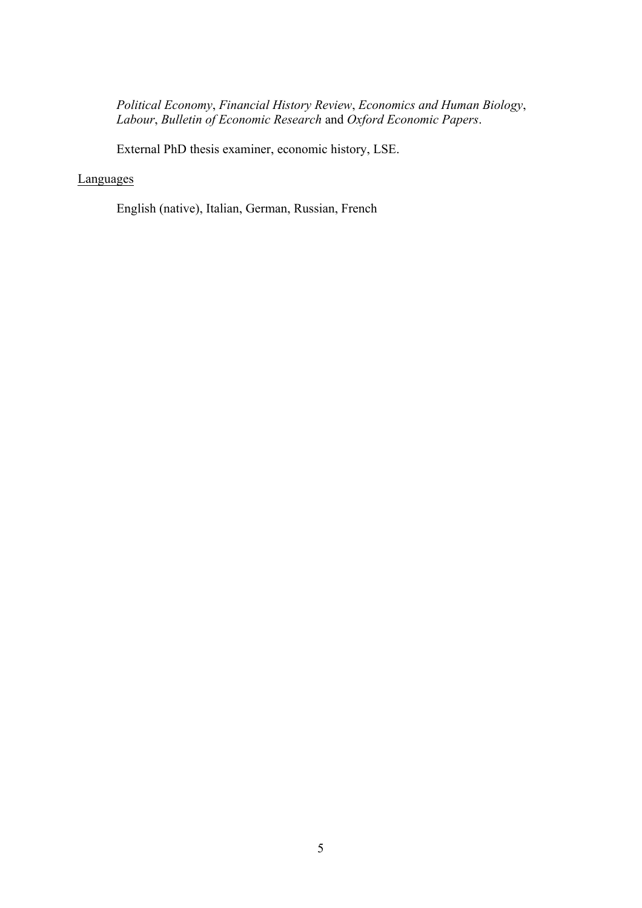*Political Economy*, *Financial History Review*, *Economics and Human Biology*, *Labour*, *Bulletin of Economic Research* and *Oxford Economic Papers*.

External PhD thesis examiner, economic history, LSE.

Languages

English (native), Italian, German, Russian, French